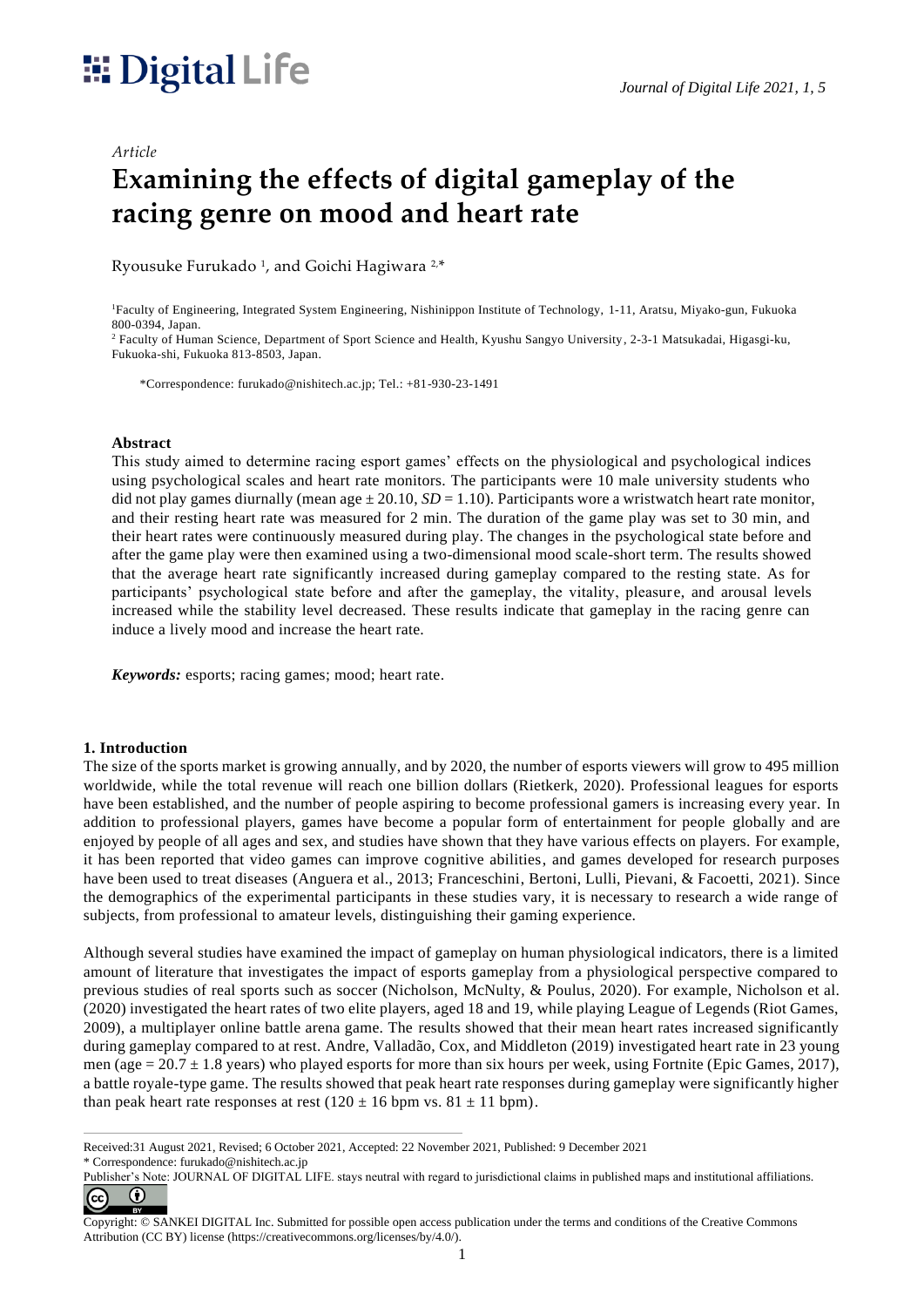*Article*

# Examining the effects of digital gameplay of the racing genre on mood and heart rate

Ryousuke Furukado [1], and Goichi Hagiwara [2,*]

[1]Faculty of Engineering, Integrated System Engineering, Nishinippon Institute of Technology, 1-11, Aratsu, Miyako-gun, Fukuoka 800-0394, Japan.

[2] Faculty of Human Science, Department of Sport Science and Health, Kyushu Sangyo University, 2-3-1 Matsukadai, Higasgi-ku, Fukuoka-shi, Fukuoka 813-8503, Japan.

*Correspondence: furukado@nishitech.ac.jp; Tel.: +81-930-23-1491

**Abstract**

This study aimed to determine racing esport games' effects on the physiological and psychological indices using psychological scales and heart rate monitors. The participants were 10 male university students who did not play games diurnally (mean age ± 20.10, *SD* = 1.10). Participants wore a wristwatch heart rate monitor, and their resting heart rate was measured for 2 min. The duration of the game play was set to 30 min, and their heart rates were continuously measured during play. The changes in the psychological state before and after the game play were then examined using a two-dimensional mood scale-short term. The results showed that the average heart rate significantly increased during gameplay compared to the resting state. As for participants' psychological state before and after the gameplay, the vitality, pleasure, and arousal levels increased while the stability level decreased. These results indicate that gameplay in the racing genre can induce a lively mood and increase the heart rate.

***Keywords:*** esports; racing games; mood; heart rate.

## 1. Introduction

The size of the sports market is growing annually, and by 2020, the number of esports viewers will grow to 495 million worldwide, while the total revenue will reach one billion dollars (Rietkerk, 2020). Professional leagues for esports have been established, and the number of people aspiring to become professional gamers is increasing every year. In addition to professional players, games have become a popular form of entertainment for people globally and are enjoyed by people of all ages and sex, and studies have shown that they have various effects on players. For example, it has been reported that video games can improve cognitive abilities, and games developed for research purposes have been used to treat diseases (Anguera et al., 2013; Franceschini, Bertoni, Lulli, Pievani, & Facoetti, 2021). Since the demographics of the experimental participants in these studies vary, it is necessary to research a wide range of subjects, from professional to amateur levels, distinguishing their gaming experience.

Although several studies have examined the impact of gameplay on human physiological indicators, there is a limited amount of literature that investigates the impact of esports gameplay from a physiological perspective compared to previous studies of real sports such as soccer (Nicholson, McNulty, & Poulus, 2020). For example, Nicholson et al. (2020) investigated the heart rates of two elite players, aged 18 and 19, while playing League of Legends (Riot Games, 2009), a multiplayer online battle arena game. The results showed that their mean heart rates increased significantly during gameplay compared to at rest. Andre, Valladão, Cox, and Middleton (2019) investigated heart rate in 23 young men (age = 20.7 ± 1.8 years) who played esports for more than six hours per week, using Fortnite (Epic Games, 2017), a battle royale-type game. The results showed that peak heart rate responses during gameplay were significantly higher than peak heart rate responses at rest (120 ± 16 bpm vs. 81 ± 11 bpm).

---

Received:31 August 2021, Revised; 6 October 2021, Accepted: 22 November 2021, Published: 9 December 2021

\* Correspondence: furukado@nishitech.ac.jp

Publisher's Note: JOURNAL OF DIGITAL LIFE. stays neutral with regard to jurisdictional claims in published maps and institutional affiliations.

Copyright: © SANKEI DIGITAL Inc. Submitted for possible open access publication under the terms and conditions of the Creative Commons Attribution (CC BY) license (https://creativecommons.org/licenses/by/4.0/).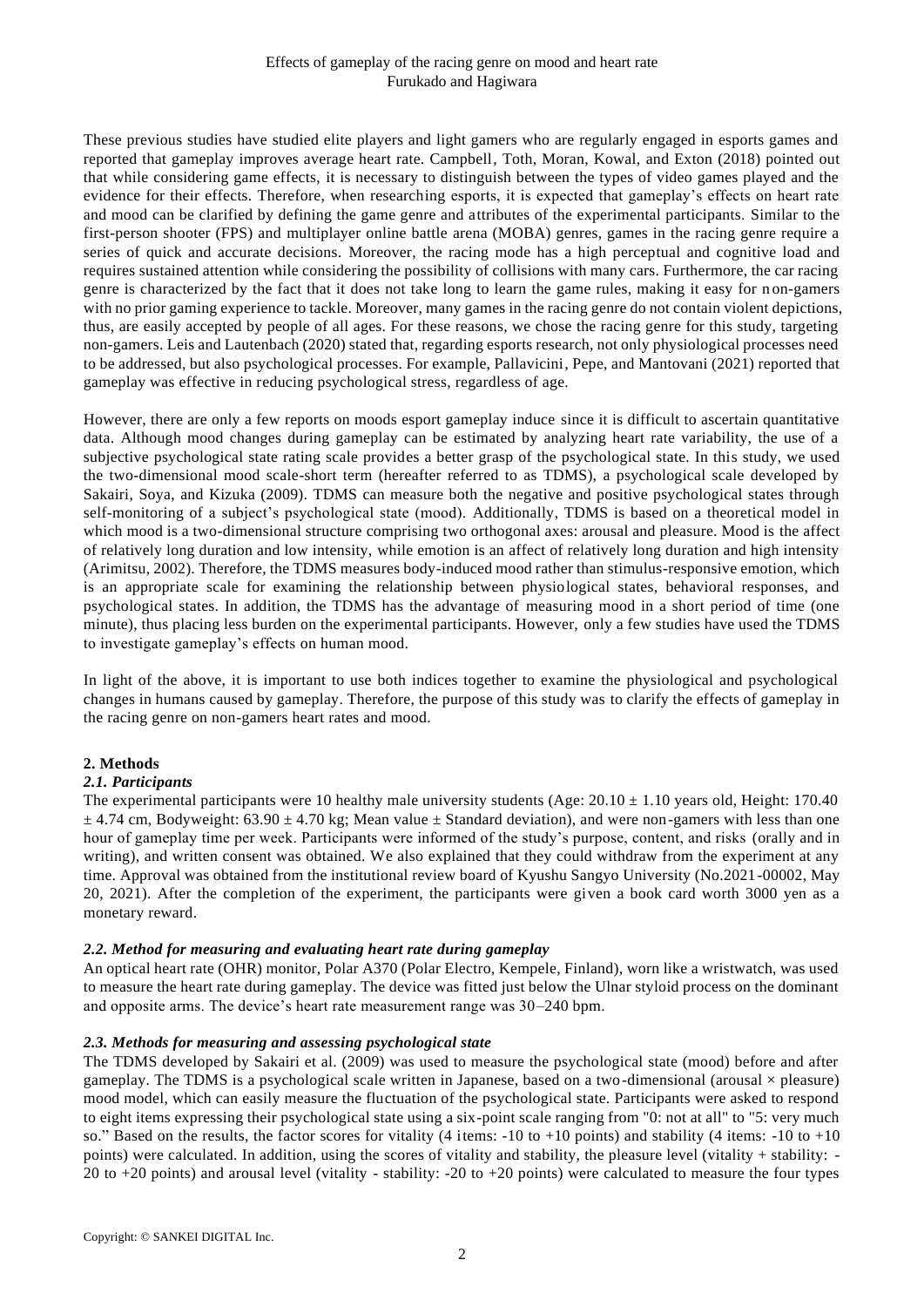These previous studies have studied elite players and light gamers who are regularly engaged in esports games and reported that gameplay improves average heart rate. Campbell, Toth, Moran, Kowal, and Exton (2018) pointed out that while considering game effects, it is necessary to distinguish between the types of video games played and the evidence for their effects. Therefore, when researching esports, it is expected that gameplay's effects on heart rate and mood can be clarified by defining the game genre and attributes of the experimental participants. Similar to the first-person shooter (FPS) and multiplayer online battle arena (MOBA) genres, games in the racing genre require a series of quick and accurate decisions. Moreover, the racing mode has a high perceptual and cognitive load and requires sustained attention while considering the possibility of collisions with many cars. Furthermore, the car racing genre is characterized by the fact that it does not take long to learn the game rules, making it easy for non-gamers with no prior gaming experience to tackle. Moreover, many games in the racing genre do not contain violent depictions, thus, are easily accepted by people of all ages. For these reasons, we chose the racing genre for this study, targeting non-gamers. Leis and Lautenbach (2020) stated that, regarding esports research, not only physiological processes need to be addressed, but also psychological processes. For example, Pallavicini, Pepe, and Mantovani (2021) reported that gameplay was effective in reducing psychological stress, regardless of age.

However, there are only a few reports on moods esport gameplay induce since it is difficult to ascertain quantitative data. Although mood changes during gameplay can be estimated by analyzing heart rate variability, the use of a subjective psychological state rating scale provides a better grasp of the psychological state. In this study, we used the two-dimensional mood scale-short term (hereafter referred to as TDMS), a psychological scale developed by Sakairi, Soya, and Kizuka (2009). TDMS can measure both the negative and positive psychological states through self-monitoring of a subject's psychological state (mood). Additionally, TDMS is based on a theoretical model in which mood is a two-dimensional structure comprising two orthogonal axes: arousal and pleasure. Mood is the affect of relatively long duration and low intensity, while emotion is an affect of relatively long duration and high intensity (Arimitsu, 2002). Therefore, the TDMS measures body-induced mood rather than stimulus-responsive emotion, which is an appropriate scale for examining the relationship between physiological states, behavioral responses, and psychological states. In addition, the TDMS has the advantage of measuring mood in a short period of time (one minute), thus placing less burden on the experimental participants. However, only a few studies have used the TDMS to investigate gameplay's effects on human mood.

In light of the above, it is important to use both indices together to examine the physiological and psychological changes in humans caused by gameplay. Therefore, the purpose of this study was to clarify the effects of gameplay in the racing genre on non-gamers heart rates and mood.

## 2. Methods

### *2.1. Participants*

The experimental participants were 10 healthy male university students (Age: $20.10 \pm 1.10$ years old, Height: $170.40 \pm 4.74$ cm, Bodyweight: $63.90 \pm 4.70$ kg; Mean value $\pm$ Standard deviation), and were non-gamers with less than one hour of gameplay time per week. Participants were informed of the study's purpose, content, and risks (orally and in writing), and written consent was obtained. We also explained that they could withdraw from the experiment at any time. Approval was obtained from the institutional review board of Kyushu Sangyo University (No.2021-00002, May 20, 2021). After the completion of the experiment, the participants were given a book card worth 3000 yen as a monetary reward.

### *2.2. Method for measuring and evaluating heart rate during gameplay*

An optical heart rate (OHR) monitor, Polar A370 (Polar Electro, Kempele, Finland), worn like a wristwatch, was used to measure the heart rate during gameplay. The device was fitted just below the Ulnar styloid process on the dominant and opposite arms. The device's heart rate measurement range was 30–240 bpm.

### *2.3. Methods for measuring and assessing psychological state*

The TDMS developed by Sakairi et al. (2009) was used to measure the psychological state (mood) before and after gameplay. The TDMS is a psychological scale written in Japanese, based on a two-dimensional (arousal $\times$ pleasure) mood model, which can easily measure the fluctuation of the psychological state. Participants were asked to respond to eight items expressing their psychological state using a six-point scale ranging from "0: not at all" to "5: very much so." Based on the results, the factor scores for vitality (4 items: -10 to +10 points) and stability (4 items: -10 to +10 points) were calculated. In addition, using the scores of vitality and stability, the pleasure level (vitality + stability: -20 to +20 points) and arousal level (vitality - stability: -20 to +20 points) were calculated to measure the four types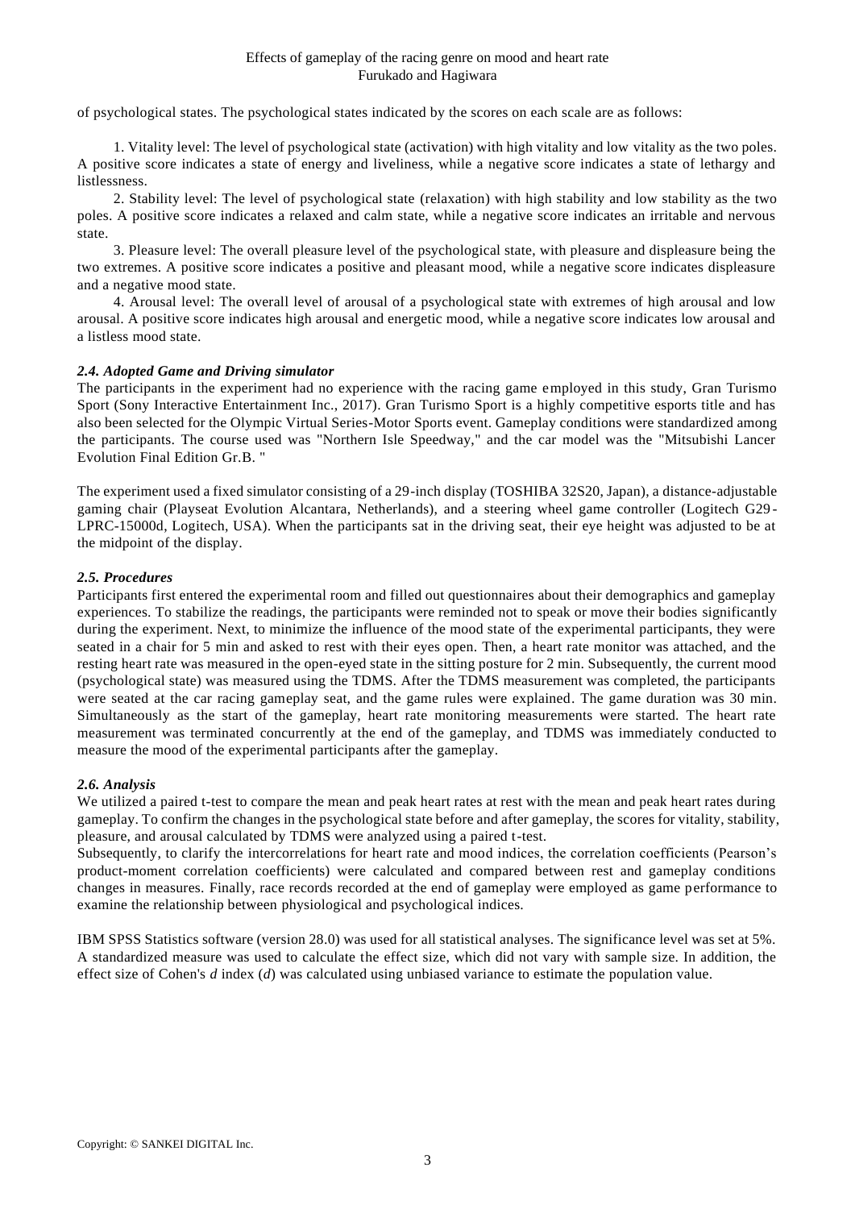of psychological states. The psychological states indicated by the scores on each scale are as follows:

1. Vitality level: The level of psychological state (activation) with high vitality and low vitality as the two poles. A positive score indicates a state of energy and liveliness, while a negative score indicates a state of lethargy and listlessness.

2. Stability level: The level of psychological state (relaxation) with high stability and low stability as the two poles. A positive score indicates a relaxed and calm state, while a negative score indicates an irritable and nervous state.

3. Pleasure level: The overall pleasure level of the psychological state, with pleasure and displeasure being the two extremes. A positive score indicates a positive and pleasant mood, while a negative score indicates displeasure and a negative mood state.

4. Arousal level: The overall level of arousal of a psychological state with extremes of high arousal and low arousal. A positive score indicates high arousal and energetic mood, while a negative score indicates low arousal and a listless mood state.

### *2.4. Adopted Game and Driving simulator*

The participants in the experiment had no experience with the racing game employed in this study, Gran Turismo Sport (Sony Interactive Entertainment Inc., 2017). Gran Turismo Sport is a highly competitive esports title and has also been selected for the Olympic Virtual Series-Motor Sports event. Gameplay conditions were standardized among the participants. The course used was "Northern Isle Speedway," and the car model was the "Mitsubishi Lancer Evolution Final Edition Gr.B. "

The experiment used a fixed simulator consisting of a 29-inch display (TOSHIBA 32S20, Japan), a distance-adjustable gaming chair (Playseat Evolution Alcantara, Netherlands), and a steering wheel game controller (Logitech G29-LPRC-15000d, Logitech, USA). When the participants sat in the driving seat, their eye height was adjusted to be at the midpoint of the display.

### *2.5. Procedures*

Participants first entered the experimental room and filled out questionnaires about their demographics and gameplay experiences. To stabilize the readings, the participants were reminded not to speak or move their bodies significantly during the experiment. Next, to minimize the influence of the mood state of the experimental participants, they were seated in a chair for 5 min and asked to rest with their eyes open. Then, a heart rate monitor was attached, and the resting heart rate was measured in the open-eyed state in the sitting posture for 2 min. Subsequently, the current mood (psychological state) was measured using the TDMS. After the TDMS measurement was completed, the participants were seated at the car racing gameplay seat, and the game rules were explained. The game duration was 30 min. Simultaneously as the start of the gameplay, heart rate monitoring measurements were started. The heart rate measurement was terminated concurrently at the end of the gameplay, and TDMS was immediately conducted to measure the mood of the experimental participants after the gameplay.

### *2.6. Analysis*

We utilized a paired t-test to compare the mean and peak heart rates at rest with the mean and peak heart rates during gameplay. To confirm the changes in the psychological state before and after gameplay, the scores for vitality, stability, pleasure, and arousal calculated by TDMS were analyzed using a paired t-test.

Subsequently, to clarify the intercorrelations for heart rate and mood indices, the correlation coefficients (Pearson's product-moment correlation coefficients) were calculated and compared between rest and gameplay conditions changes in measures. Finally, race records recorded at the end of gameplay were employed as game performance to examine the relationship between physiological and psychological indices.

IBM SPSS Statistics software (version 28.0) was used for all statistical analyses. The significance level was set at 5%. A standardized measure was used to calculate the effect size, which did not vary with sample size. In addition, the effect size of Cohen's $d$ index ($d$) was calculated using unbiased variance to estimate the population value.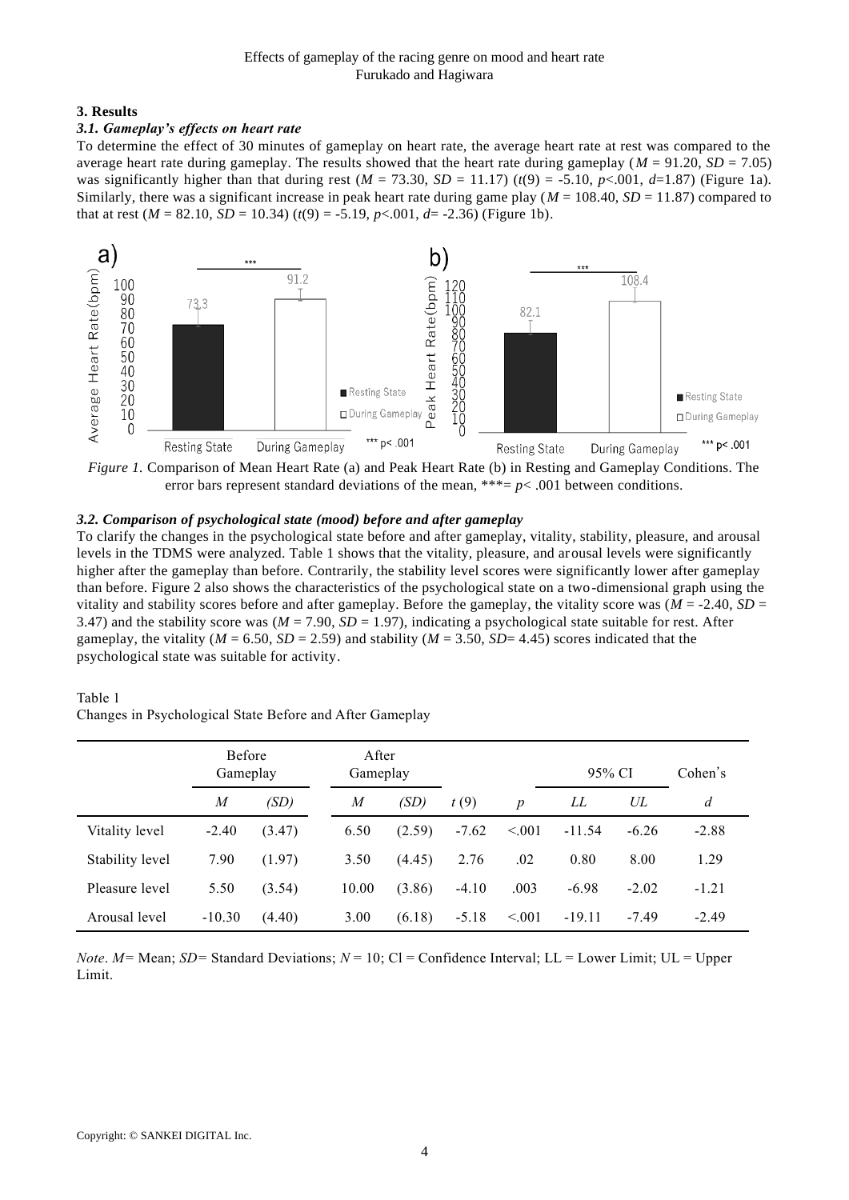## 3. Results

### 3.1. Gameplay's effects on heart rate

To determine the effect of 30 minutes of gameplay on heart rate, the average heart rate at rest was compared to the average heart rate during gameplay. The results showed that the heart rate during gameplay ($M$ = 91.20, $SD$ = 7.05) was significantly higher than that during rest ($M$ = 73.30, $SD$ = 11.17) ($t(9)$ = -5.10, $p$<.001, $d$=1.87) (Figure 1a). Similarly, there was a significant increase in peak heart rate during game play ($M$ = 108.40, $SD$ = 11.87) compared to that at rest ($M$ = 82.10, $SD$ = 10.34) ($t(9)$ = -5.19, $p$<.001, $d$= -2.36) (Figure 1b).

*Figure 1.* Comparison of Mean Heart Rate (a) and Peak Heart Rate (b) in Resting and Gameplay Conditions. The error bars represent standard deviations of the mean, ***= $p$< .001 between conditions.

### 3.2. Comparison of psychological state (mood) before and after gameplay

To clarify the changes in the psychological state before and after gameplay, vitality, stability, pleasure, and arousal levels in the TDMS were analyzed. Table 1 shows that the vitality, pleasure, and arousal levels were significantly higher after the gameplay than before. Contrarily, the stability level scores were significantly lower after gameplay than before. Figure 2 also shows the characteristics of the psychological state on a two-dimensional graph using the vitality and stability scores before and after gameplay. Before the gameplay, the vitality score was ($M$ = -2.40, $SD$ = 3.47) and the stability score was ($M$ = 7.90, $SD$ = 1.97), indicating a psychological state suitable for rest. After gameplay, the vitality ($M$ = 6.50, $SD$ = 2.59) and stability ($M$ = 3.50, $SD$= 4.45) scores indicated that the psychological state was suitable for activity.

Table 1
Changes in Psychological State Before and After Gameplay

| | Before Gameplay | | After Gameplay | | | | 95% CI | | Cohen's |
|---|---|---|---|---|---|---|---|---|---|
| | $M$ | $(SD)$ | $M$ | $(SD)$ | $t$ (9) | $p$ | $LL$ | $UL$ | $d$ |
| Vitality level | -2.40 | (3.47) | 6.50 | (2.59) | -7.62 | <.001 | -11.54 | -6.26 | -2.88 |
| Stability level | 7.90 | (1.97) | 3.50 | (4.45) | 2.76 | .02 | 0.80 | 8.00 | 1.29 |
| Pleasure level | 5.50 | (3.54) | 10.00 | (3.86) | -4.10 | .003 | -6.98 | -2.02 | -1.21 |
| Arousal level | -10.30 | (4.40) | 3.00 | (6.18) | -5.18 | <.001 | -19.11 | -7.49 | -2.49 |

*Note*. $M$= Mean; $SD$= Standard Deviations; $N$ = 10; Cl = Confidence Interval; LL = Lower Limit; UL = Upper Limit.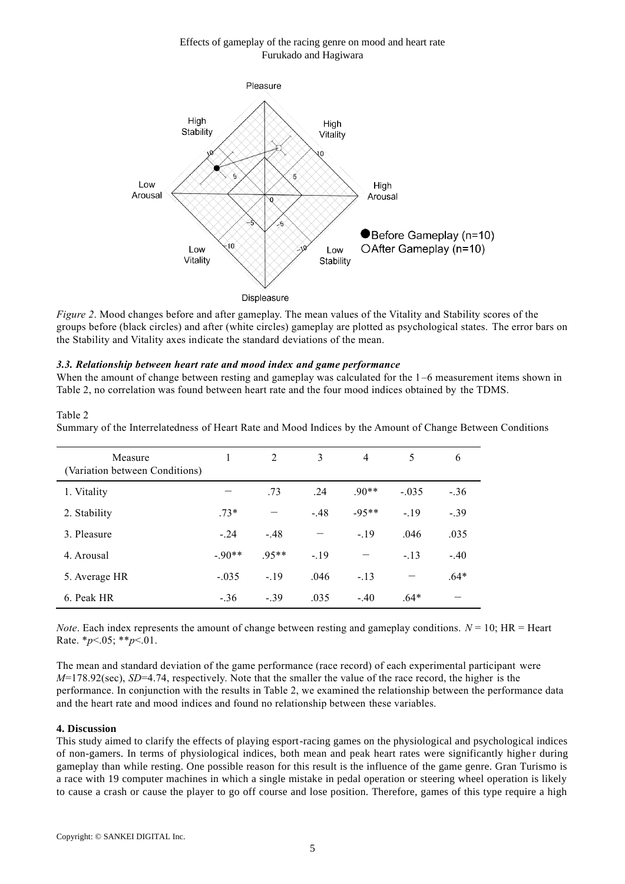*Figure 2*. Mood changes before and after gameplay. The mean values of the Vitality and Stability scores of the groups before (black circles) and after (white circles) gameplay are plotted as psychological states. The error bars on the Stability and Vitality axes indicate the standard deviations of the mean.

### *3.3. Relationship between heart rate and mood index and game performance*

When the amount of change between resting and gameplay was calculated for the 1–6 measurement items shown in Table 2, no correlation was found between heart rate and the four mood indices obtained by the TDMS.

Table 2

Summary of the Interrelatedness of Heart Rate and Mood Indices by the Amount of Change Between Conditions

| Measure (Variation between Conditions) | 1 | 2 | 3 | 4 | 5 | 6 |
|---|---|---|---|---|---|---|
| 1. Vitality | − | .73 | .24 | .90** | -.035 | -.36 |
| 2. Stability | .73* | − | -.48 | -95** | -.19 | -.39 |
| 3. Pleasure | -.24 | -.48 | − | -.19 | .046 | .035 |
| 4. Arousal | -.90** | .95** | -.19 | − | -.13 | -.40 |
| 5. Average HR | -.035 | -.19 | .046 | -.13 | − | .64* |
| 6. Peak HR | -.36 | -.39 | .035 | -.40 | .64* | − |

*Note*. Each index represents the amount of change between resting and gameplay conditions. $N = 10$; HR = Heart Rate. \*$p<.05$; \*\*$p<.01$.

The mean and standard deviation of the game performance (race record) of each experimental participant were $M$=178.92(sec), $SD$=4.74, respectively. Note that the smaller the value of the race record, the higher is the performance. In conjunction with the results in Table 2, we examined the relationship between the performance data and the heart rate and mood indices and found no relationship between these variables.

## 4. Discussion

This study aimed to clarify the effects of playing esport-racing games on the physiological and psychological indices of non-gamers. In terms of physiological indices, both mean and peak heart rates were significantly higher during gameplay than while resting. One possible reason for this result is the influence of the game genre. Gran Turismo is a race with 19 computer machines in which a single mistake in pedal operation or steering wheel operation is likely to cause a crash or cause the player to go off course and lose position. Therefore, games of this type require a high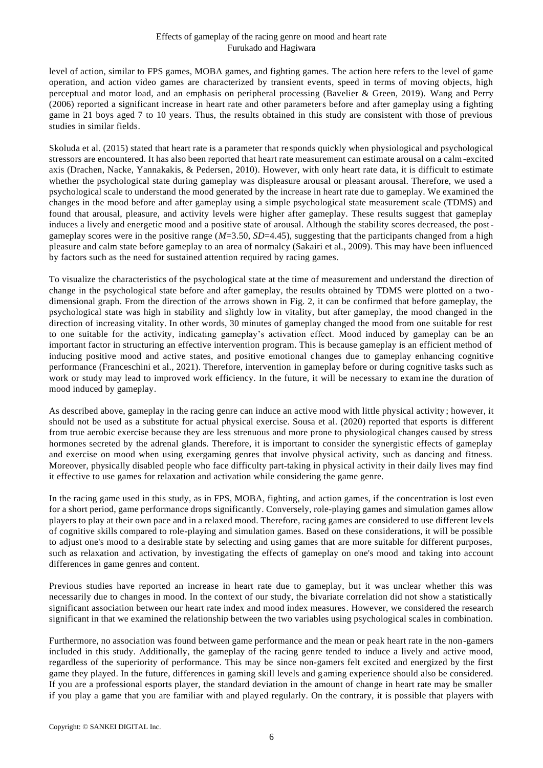level of action, similar to FPS games, MOBA games, and fighting games. The action here refers to the level of game operation, and action video games are characterized by transient events, speed in terms of moving objects, high perceptual and motor load, and an emphasis on peripheral processing (Bavelier & Green, 2019). Wang and Perry (2006) reported a significant increase in heart rate and other parameters before and after gameplay using a fighting game in 21 boys aged 7 to 10 years. Thus, the results obtained in this study are consistent with those of previous studies in similar fields.

Skoluda et al. (2015) stated that heart rate is a parameter that responds quickly when physiological and psychological stressors are encountered. It has also been reported that heart rate measurement can estimate arousal on a calm-excited axis (Drachen, Nacke, Yannakakis, & Pedersen, 2010). However, with only heart rate data, it is difficult to estimate whether the psychological state during gameplay was displeasure arousal or pleasant arousal. Therefore, we used a psychological scale to understand the mood generated by the increase in heart rate due to gameplay. We examined the changes in the mood before and after gameplay using a simple psychological state measurement scale (TDMS) and found that arousal, pleasure, and activity levels were higher after gameplay. These results suggest that gameplay induces a lively and energetic mood and a positive state of arousal. Although the stability scores decreased, the post-gameplay scores were in the positive range ($M$=3.50, $SD$=4.45), suggesting that the participants changed from a high pleasure and calm state before gameplay to an area of normalcy (Sakairi et al., 2009). This may have been influenced by factors such as the need for sustained attention required by racing games.

To visualize the characteristics of the psychological state at the time of measurement and understand the direction of change in the psychological state before and after gameplay, the results obtained by TDMS were plotted on a two-dimensional graph. From the direction of the arrows shown in Fig. 2, it can be confirmed that before gameplay, the psychological state was high in stability and slightly low in vitality, but after gameplay, the mood changed in the direction of increasing vitality. In other words, 30 minutes of gameplay changed the mood from one suitable for rest to one suitable for the activity, indicating gameplay's activation effect. Mood induced by gameplay can be an important factor in structuring an effective intervention program. This is because gameplay is an efficient method of inducing positive mood and active states, and positive emotional changes due to gameplay enhancing cognitive performance (Franceschini et al., 2021). Therefore, intervention in gameplay before or during cognitive tasks such as work or study may lead to improved work efficiency. In the future, it will be necessary to examine the duration of mood induced by gameplay.

As described above, gameplay in the racing genre can induce an active mood with little physical activity; however, it should not be used as a substitute for actual physical exercise. Sousa et al. (2020) reported that esports is different from true aerobic exercise because they are less strenuous and more prone to physiological changes caused by stress hormones secreted by the adrenal glands. Therefore, it is important to consider the synergistic effects of gameplay and exercise on mood when using exergaming genres that involve physical activity, such as dancing and fitness. Moreover, physically disabled people who face difficulty part-taking in physical activity in their daily lives may find it effective to use games for relaxation and activation while considering the game genre.

In the racing game used in this study, as in FPS, MOBA, fighting, and action games, if the concentration is lost even for a short period, game performance drops significantly. Conversely, role-playing games and simulation games allow players to play at their own pace and in a relaxed mood. Therefore, racing games are considered to use different levels of cognitive skills compared to role-playing and simulation games. Based on these considerations, it will be possible to adjust one's mood to a desirable state by selecting and using games that are more suitable for different purposes, such as relaxation and activation, by investigating the effects of gameplay on one's mood and taking into account differences in game genres and content.

Previous studies have reported an increase in heart rate due to gameplay, but it was unclear whether this was necessarily due to changes in mood. In the context of our study, the bivariate correlation did not show a statistically significant association between our heart rate index and mood index measures. However, we considered the research significant in that we examined the relationship between the two variables using psychological scales in combination.

Furthermore, no association was found between game performance and the mean or peak heart rate in the non-gamers included in this study. Additionally, the gameplay of the racing genre tended to induce a lively and active mood, regardless of the superiority of performance. This may be since non-gamers felt excited and energized by the first game they played. In the future, differences in gaming skill levels and gaming experience should also be considered. If you are a professional esports player, the standard deviation in the amount of change in heart rate may be smaller if you play a game that you are familiar with and played regularly. On the contrary, it is possible that players with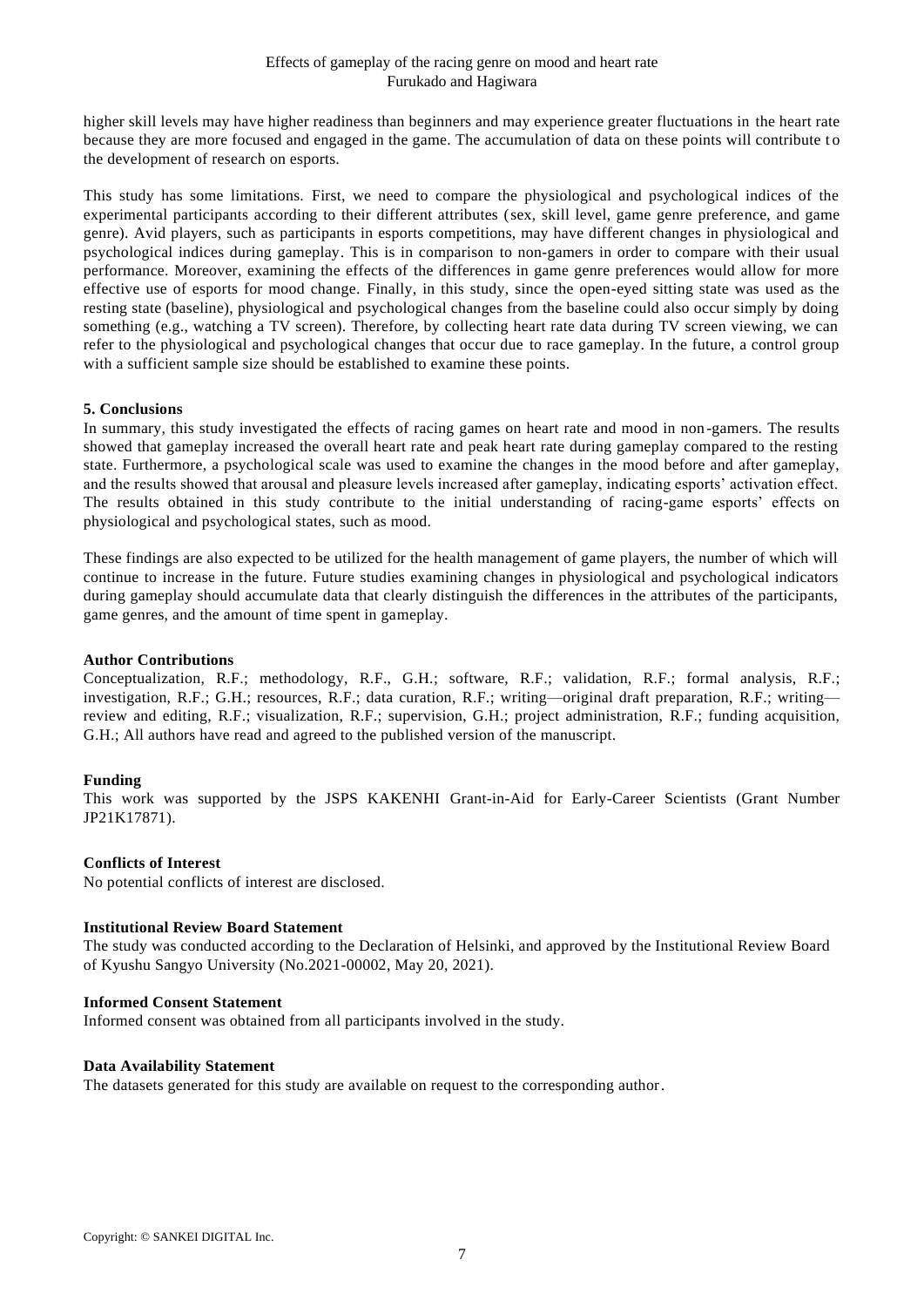higher skill levels may have higher readiness than beginners and may experience greater fluctuations in the heart rate because they are more focused and engaged in the game. The accumulation of data on these points will contribute to the development of research on esports.

This study has some limitations. First, we need to compare the physiological and psychological indices of the experimental participants according to their different attributes (sex, skill level, game genre preference, and game genre). Avid players, such as participants in esports competitions, may have different changes in physiological and psychological indices during gameplay. This is in comparison to non-gamers in order to compare with their usual performance. Moreover, examining the effects of the differences in game genre preferences would allow for more effective use of esports for mood change. Finally, in this study, since the open-eyed sitting state was used as the resting state (baseline), physiological and psychological changes from the baseline could also occur simply by doing something (e.g., watching a TV screen). Therefore, by collecting heart rate data during TV screen viewing, we can refer to the physiological and psychological changes that occur due to race gameplay. In the future, a control group with a sufficient sample size should be established to examine these points.

## 5. Conclusions

In summary, this study investigated the effects of racing games on heart rate and mood in non-gamers. The results showed that gameplay increased the overall heart rate and peak heart rate during gameplay compared to the resting state. Furthermore, a psychological scale was used to examine the changes in the mood before and after gameplay, and the results showed that arousal and pleasure levels increased after gameplay, indicating esports' activation effect. The results obtained in this study contribute to the initial understanding of racing-game esports' effects on physiological and psychological states, such as mood.

These findings are also expected to be utilized for the health management of game players, the number of which will continue to increase in the future. Future studies examining changes in physiological and psychological indicators during gameplay should accumulate data that clearly distinguish the differences in the attributes of the participants, game genres, and the amount of time spent in gameplay.

**Author Contributions**

Conceptualization, R.F.; methodology, R.F., G.H.; software, R.F.; validation, R.F.; formal analysis, R.F.; investigation, R.F.; G.H.; resources, R.F.; data curation, R.F.; writing—original draft preparation, R.F.; writing—review and editing, R.F.; visualization, R.F.; supervision, G.H.; project administration, R.F.; funding acquisition, G.H.; All authors have read and agreed to the published version of the manuscript.

**Funding**

This work was supported by the JSPS KAKENHI Grant-in-Aid for Early-Career Scientists (Grant Number JP21K17871).

**Conflicts of Interest**

No potential conflicts of interest are disclosed.

**Institutional Review Board Statement**

The study was conducted according to the Declaration of Helsinki, and approved by the Institutional Review Board of Kyushu Sangyo University (No.2021-00002, May 20, 2021).

**Informed Consent Statement**

Informed consent was obtained from all participants involved in the study.

**Data Availability Statement**

The datasets generated for this study are available on request to the corresponding author.

Copyright: © SANKEI DIGITAL Inc.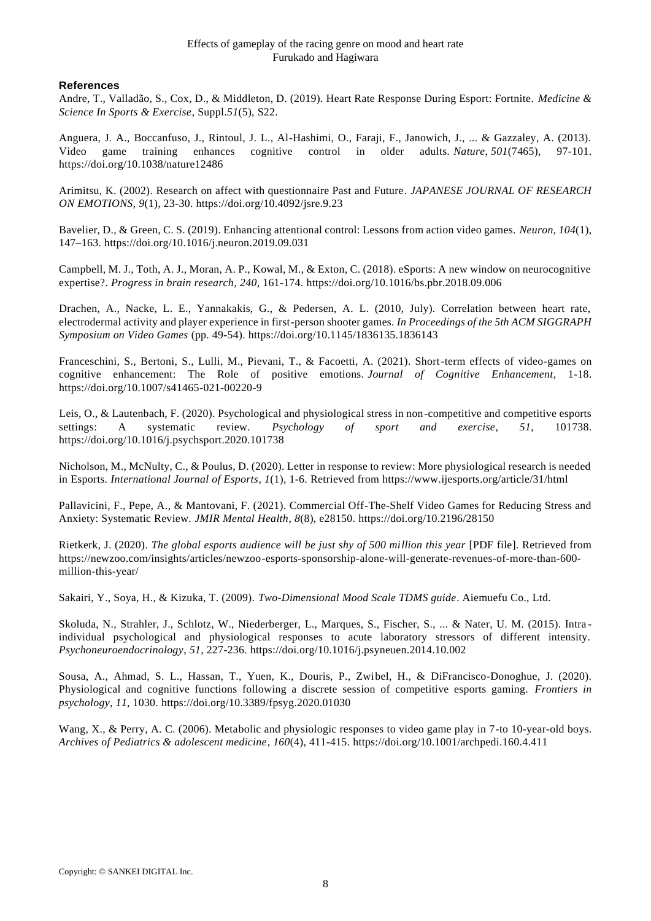## References

Andre, T., Valladão, S., Cox, D., & Middleton, D. (2019). Heart Rate Response During Esport: Fortnite. *Medicine & Science In Sports & Exercise*, Suppl.*51*(5), S22.

Anguera, J. A., Boccanfuso, J., Rintoul, J. L., Al-Hashimi, O., Faraji, F., Janowich, J., ... & Gazzaley, A. (2013). Video game training enhances cognitive control in older adults. *Nature*, *501*(7465), 97-101. https://doi.org/10.1038/nature12486

Arimitsu, K. (2002). Research on affect with questionnaire Past and Future. *JAPANESE JOURNAL OF RESEARCH ON EMOTIONS*, *9*(1), 23-30. https://doi.org/10.4092/jsre.9.23

Bavelier, D., & Green, C. S. (2019). Enhancing attentional control: Lessons from action video games. *Neuron*, *104*(1), 147–163. https://doi.org/10.1016/j.neuron.2019.09.031

Campbell, M. J., Toth, A. J., Moran, A. P., Kowal, M., & Exton, C. (2018). eSports: A new window on neurocognitive expertise?. *Progress in brain research*, *240*, 161-174. https://doi.org/10.1016/bs.pbr.2018.09.006

Drachen, A., Nacke, L. E., Yannakakis, G., & Pedersen, A. L. (2010, July). Correlation between heart rate, electrodermal activity and player experience in first-person shooter games. *In Proceedings of the 5th ACM SIGGRAPH Symposium on Video Games* (pp. 49-54). https://doi.org/10.1145/1836135.1836143

Franceschini, S., Bertoni, S., Lulli, M., Pievani, T., & Facoetti, A. (2021). Short-term effects of video-games on cognitive enhancement: The Role of positive emotions. *Journal of Cognitive Enhancement*, 1-18. https://doi.org/10.1007/s41465-021-00220-9

Leis, O., & Lautenbach, F. (2020). Psychological and physiological stress in non-competitive and competitive esports settings: A systematic review. *Psychology of sport and exercise*, *51*, 101738. https://doi.org/10.1016/j.psychsport.2020.101738

Nicholson, M., McNulty, C., & Poulus, D. (2020). Letter in response to review: More physiological research is needed in Esports. *International Journal of Esports*, *1*(1), 1-6. Retrieved from https://www.ijesports.org/article/31/html

Pallavicini, F., Pepe, A., & Mantovani, F. (2021). Commercial Off-The-Shelf Video Games for Reducing Stress and Anxiety: Systematic Review. *JMIR Mental Health*, *8*(8), e28150. https://doi.org/10.2196/28150

Rietkerk, J. (2020). *The global esports audience will be just shy of 500 million this year* [PDF file]. Retrieved from https://newzoo.com/insights/articles/newzoo-esports-sponsorship-alone-will-generate-revenues-of-more-than-600-million-this-year/

Sakairi, Y., Soya, H., & Kizuka, T. (2009). *Two-Dimensional Mood Scale TDMS guide*. Aiemuefu Co., Ltd.

Skoluda, N., Strahler, J., Schlotz, W., Niederberger, L., Marques, S., Fischer, S., ... & Nater, U. M. (2015). Intra-individual psychological and physiological responses to acute laboratory stressors of different intensity. *Psychoneuroendocrinology*, *51*, 227-236. https://doi.org/10.1016/j.psyneuen.2014.10.002

Sousa, A., Ahmad, S. L., Hassan, T., Yuen, K., Douris, P., Zwibel, H., & DiFrancisco-Donoghue, J. (2020). Physiological and cognitive functions following a discrete session of competitive esports gaming. *Frontiers in psychology*, *11*, 1030. https://doi.org/10.3389/fpsyg.2020.01030

Wang, X., & Perry, A. C. (2006). Metabolic and physiologic responses to video game play in 7-to 10-year-old boys. *Archives of Pediatrics & adolescent medicine*, *160*(4), 411-415. https://doi.org/10.1001/archpedi.160.4.411

Copyright: © SANKEI DIGITAL Inc.